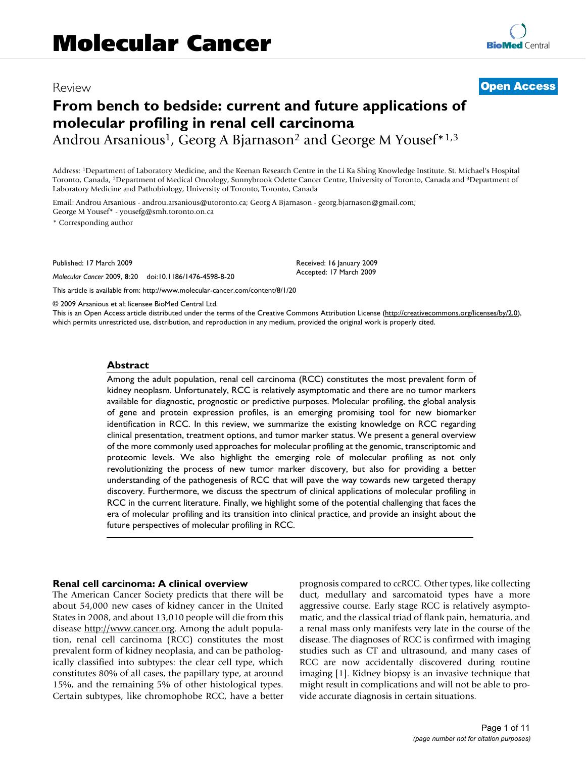# Molecular Cancer

Review

**Open Access**

# From bench to bedside: current and future applications of molecular profiling in renal cell carcinoma

Androu Arsanious[1], Georg A Bjarnason[2] and George M Yousef*[1,3]

Address: [1]Department of Laboratory Medicine, and the Keenan Research Centre in the Li Ka Shing Knowledge Institute. St. Michael's Hospital Toronto, Canada, [2]Department of Medical Oncology, Sunnybrook Odette Cancer Centre, University of Toronto, Canada and [3]Department of Laboratory Medicine and Pathobiology, University of Toronto, Toronto, Canada

Email: Androu Arsanious - androu.arsanious@utoronto.ca; Georg A Bjarnason - georg.bjarnason@gmail.com; George M Yousef* - yousefg@smh.toronto.on.ca

\* Corresponding author

Published: 17 March 2009

*Molecular Cancer* 2009, **8**:20 doi:10.1186/1476-4598-8-20

Received: 16 January 2009
Accepted: 17 March 2009

This article is available from: http://www.molecular-cancer.com/content/8/1/20

© 2009 Arsanious et al; licensee BioMed Central Ltd.
This is an Open Access article distributed under the terms of the Creative Commons Attribution License (http://creativecommons.org/licenses/by/2.0), which permits unrestricted use, distribution, and reproduction in any medium, provided the original work is properly cited.

## Abstract

Among the adult population, renal cell carcinoma (RCC) constitutes the most prevalent form of kidney neoplasm. Unfortunately, RCC is relatively asymptomatic and there are no tumor markers available for diagnostic, prognostic or predictive purposes. Molecular profiling, the global analysis of gene and protein expression profiles, is an emerging promising tool for new biomarker identification in RCC. In this review, we summarize the existing knowledge on RCC regarding clinical presentation, treatment options, and tumor marker status. We present a general overview of the more commonly used approaches for molecular profiling at the genomic, transcriptomic and proteomic levels. We also highlight the emerging role of molecular profiling as not only revolutionizing the process of new tumor marker discovery, but also for providing a better understanding of the pathogenesis of RCC that will pave the way towards new targeted therapy discovery. Furthermore, we discuss the spectrum of clinical applications of molecular profiling in RCC in the current literature. Finally, we highlight some of the potential challenging that faces the era of molecular profiling and its transition into clinical practice, and provide an insight about the future perspectives of molecular profiling in RCC.

## Renal cell carcinoma: A clinical overview

The American Cancer Society predicts that there will be about 54,000 new cases of kidney cancer in the United States in 2008, and about 13,010 people will die from this disease http://www.cancer.org. Among the adult population, renal cell carcinoma (RCC) constitutes the most prevalent form of kidney neoplasia, and can be pathologically classified into subtypes: the clear cell type, which constitutes 80% of all cases, the papillary type, at around 15%, and the remaining 5% of other histological types. Certain subtypes, like chromophobe RCC, have a better prognosis compared to ccRCC. Other types, like collecting duct, medullary and sarcomatoid types have a more aggressive course. Early stage RCC is relatively asymptomatic, and the classical triad of flank pain, hematuria, and a renal mass only manifests very late in the course of the disease. The diagnoses of RCC is confirmed with imaging studies such as CT and ultrasound, and many cases of RCC are now accidentally discovered during routine imaging [1]. Kidney biopsy is an invasive technique that might result in complications and will not be able to provide accurate diagnosis in certain situations.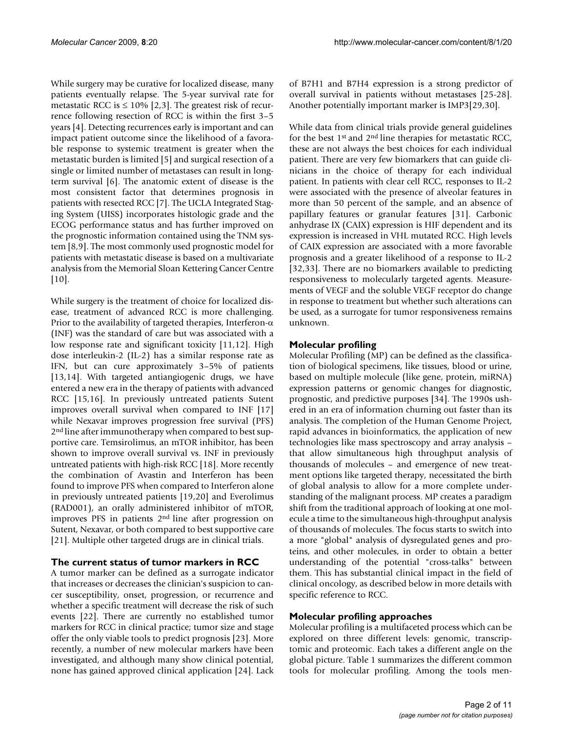While surgery may be curative for localized disease, many patients eventually relapse. The 5-year survival rate for metastatic RCC is $\leq$ 10% [2,3]. The greatest risk of recurrence following resection of RCC is within the first 3–5 years [4]. Detecting recurrences early is important and can impact patient outcome since the likelihood of a favorable response to systemic treatment is greater when the metastatic burden is limited [5] and surgical resection of a single or limited number of metastases can result in long-term survival [6]. The anatomic extent of disease is the most consistent factor that determines prognosis in patients with resected RCC [7]. The UCLA Integrated Staging System (UISS) incorporates histologic grade and the ECOG performance status and has further improved on the prognostic information contained using the TNM system [8,9]. The most commonly used prognostic model for patients with metastatic disease is based on a multivariate analysis from the Memorial Sloan Kettering Cancer Centre [10].

While surgery is the treatment of choice for localized disease, treatment of advanced RCC is more challenging. Prior to the availability of targeted therapies, Interferon-$\alpha$ (INF) was the standard of care but was associated with a low response rate and significant toxicity [11,12]. High dose interleukin-2 (IL-2) has a similar response rate as IFN, but can cure approximately 3–5% of patients [13,14]. With targeted antiangiogenic drugs, we have entered a new era in the therapy of patients with advanced RCC [15,16]. In previously untreated patients Sutent improves overall survival when compared to INF [17] while Nexavar improves progression free survival (PFS) 2nd line after immunotherapy when compared to best supportive care. Temsirolimus, an mTOR inhibitor, has been shown to improve overall survival vs. INF in previously untreated patients with high-risk RCC [18]. More recently the combination of Avastin and Interferon has been found to improve PFS when compared to Interferon alone in previously untreated patients [19,20] and Everolimus (RAD001), an orally administered inhibitor of mTOR, improves PFS in patients 2nd line after progression on Sutent, Nexavar, or both compared to best supportive care [21]. Multiple other targeted drugs are in clinical trials.

## The current status of tumor markers in RCC

A tumor marker can be defined as a surrogate indicator that increases or decreases the clinician's suspicion to cancer susceptibility, onset, progression, or recurrence and whether a specific treatment will decrease the risk of such events [22]. There are currently no established tumor markers for RCC in clinical practice; tumor size and stage offer the only viable tools to predict prognosis [23]. More recently, a number of new molecular markers have been investigated, and although many show clinical potential, none has gained approved clinical application [24]. Lack of B7H1 and B7H4 expression is a strong predictor of overall survival in patients without metastases [25-28]. Another potentially important marker is IMP3[29,30].

While data from clinical trials provide general guidelines for the best 1st and 2nd line therapies for metastatic RCC, these are not always the best choices for each individual patient. There are very few biomarkers that can guide clinicians in the choice of therapy for each individual patient. In patients with clear cell RCC, responses to IL-2 were associated with the presence of alveolar features in more than 50 percent of the sample, and an absence of papillary features or granular features [31]. Carbonic anhydrase IX (CAIX) expression is HIF dependent and its expression is increased in VHL mutated RCC. High levels of CAIX expression are associated with a more favorable prognosis and a greater likelihood of a response to IL-2 [32,33]. There are no biomarkers available to predicting responsiveness to molecularly targeted agents. Measurements of VEGF and the soluble VEGF receptor do change in response to treatment but whether such alterations can be used, as a surrogate for tumor responsiveness remains unknown.

## Molecular profiling

Molecular Profiling (MP) can be defined as the classification of biological specimens, like tissues, blood or urine, based on multiple molecule (like gene, protein, miRNA) expression patterns or genomic changes for diagnostic, prognostic, and predictive purposes [34]. The 1990s ushered in an era of information churning out faster than its analysis. The completion of the Human Genome Project, rapid advances in bioinformatics, the application of new technologies like mass spectroscopy and array analysis – that allow simultaneous high throughput analysis of thousands of molecules – and emergence of new treatment options like targeted therapy, necessitated the birth of global analysis to allow for a more complete understanding of the malignant process. MP creates a paradigm shift from the traditional approach of looking at one molecule a time to the simultaneous high-throughput analysis of thousands of molecules. The focus starts to switch into a more "global" analysis of dysregulated genes and proteins, and other molecules, in order to obtain a better understanding of the potential "cross-talks" between them. This has substantial clinical impact in the field of clinical oncology, as described below in more details with specific reference to RCC.

## Molecular profiling approaches

Molecular profiling is a multifaceted process which can be explored on three different levels: genomic, transcriptomic and proteomic. Each takes a different angle on the global picture. Table 1 summarizes the different common tools for molecular profiling. Among the tools men-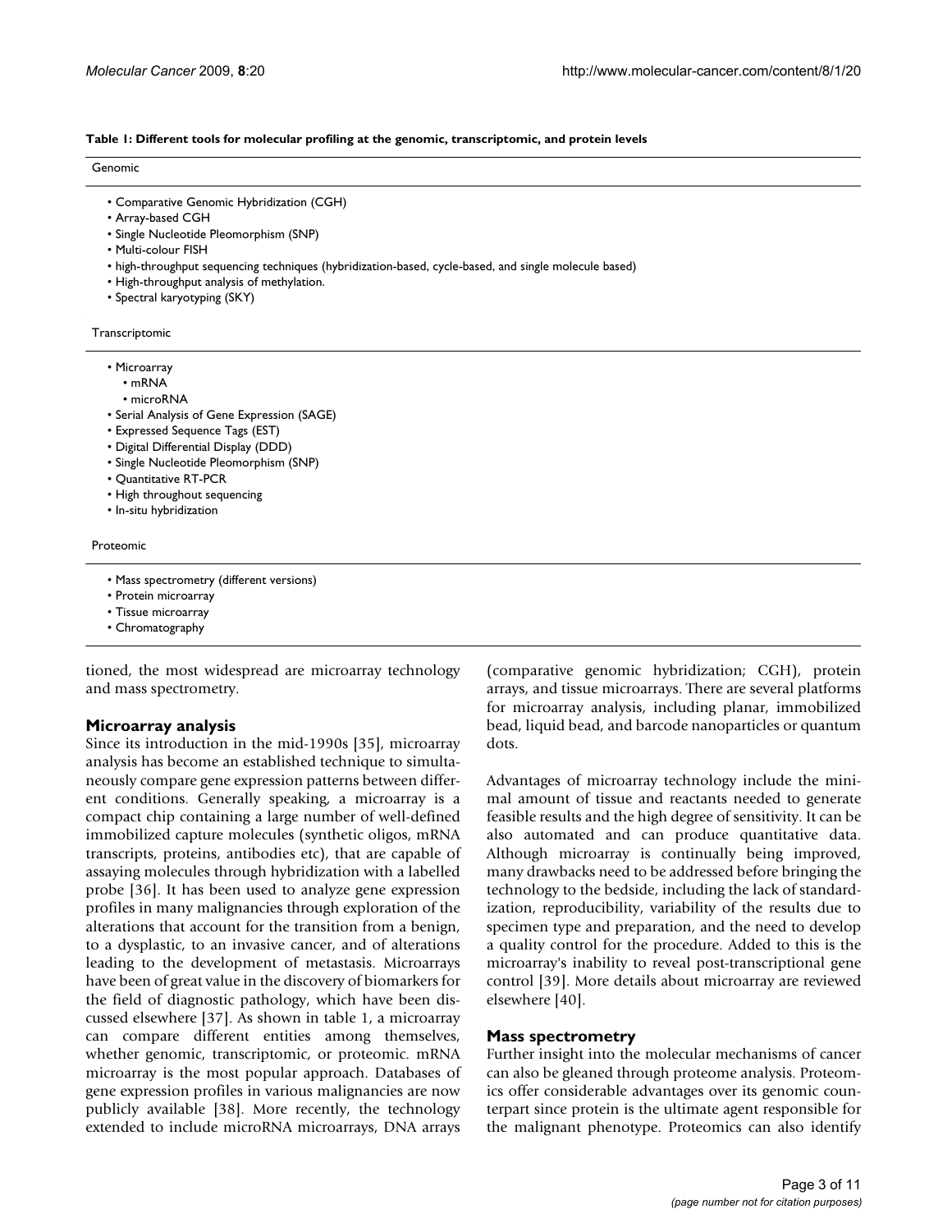**Table 1: Different tools for molecular profiling at the genomic, transcriptomic, and protein levels**

Genomic

- Comparative Genomic Hybridization (CGH)
- Array-based CGH
- Single Nucleotide Pleomorphism (SNP)
- Multi-colour FISH
- high-throughput sequencing techniques (hybridization-based, cycle-based, and single molecule based)
- High-throughput analysis of methylation.
- Spectral karyotyping (SKY)

Transcriptomic

- Microarray
  - mRNA
  - microRNA
- Serial Analysis of Gene Expression (SAGE)
- Expressed Sequence Tags (EST)
- Digital Differential Display (DDD)
- Single Nucleotide Pleomorphism (SNP)
- Quantitative RT-PCR
- High throughout sequencing
- In-situ hybridization

Proteomic

- Mass spectrometry (different versions)
- Protein microarray
- Tissue microarray
- Chromatography

tioned, the most widespread are microarray technology and mass spectrometry.

## Microarray analysis

Since its introduction in the mid-1990s [35], microarray analysis has become an established technique to simultaneously compare gene expression patterns between different conditions. Generally speaking, a microarray is a compact chip containing a large number of well-defined immobilized capture molecules (synthetic oligos, mRNA transcripts, proteins, antibodies etc), that are capable of assaying molecules through hybridization with a labelled probe [36]. It has been used to analyze gene expression profiles in many malignancies through exploration of the alterations that account for the transition from a benign, to a dysplastic, to an invasive cancer, and of alterations leading to the development of metastasis. Microarrays have been of great value in the discovery of biomarkers for the field of diagnostic pathology, which have been discussed elsewhere [37]. As shown in table 1, a microarray can compare different entities among themselves, whether genomic, transcriptomic, or proteomic. mRNA microarray is the most popular approach. Databases of gene expression profiles in various malignancies are now publicly available [38]. More recently, the technology extended to include microRNA microarrays, DNA arrays (comparative genomic hybridization; CGH), protein arrays, and tissue microarrays. There are several platforms for microarray analysis, including planar, immobilized bead, liquid bead, and barcode nanoparticles or quantum dots.

Advantages of microarray technology include the minimal amount of tissue and reactants needed to generate feasible results and the high degree of sensitivity. It can be also automated and can produce quantitative data. Although microarray is continually being improved, many drawbacks need to be addressed before bringing the technology to the bedside, including the lack of standardization, reproducibility, variability of the results due to specimen type and preparation, and the need to develop a quality control for the procedure. Added to this is the microarray's inability to reveal post-transcriptional gene control [39]. More details about microarray are reviewed elsewhere [40].

## Mass spectrometry

Further insight into the molecular mechanisms of cancer can also be gleaned through proteome analysis. Proteomics offer considerable advantages over its genomic counterpart since protein is the ultimate agent responsible for the malignant phenotype. Proteomics can also identify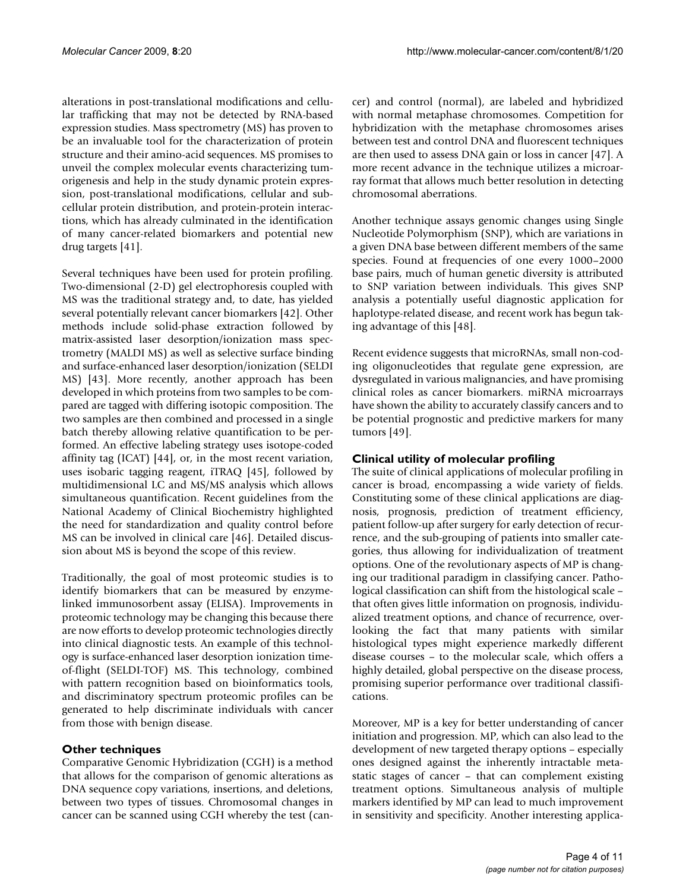alterations in post-translational modifications and cellular trafficking that may not be detected by RNA-based expression studies. Mass spectrometry (MS) has proven to be an invaluable tool for the characterization of protein structure and their amino-acid sequences. MS promises to unveil the complex molecular events characterizing tumorigenesis and help in the study dynamic protein expression, post-translational modifications, cellular and subcellular protein distribution, and protein-protein interactions, which has already culminated in the identification of many cancer-related biomarkers and potential new drug targets [41].

Several techniques have been used for protein profiling. Two-dimensional (2-D) gel electrophoresis coupled with MS was the traditional strategy and, to date, has yielded several potentially relevant cancer biomarkers [42]. Other methods include solid-phase extraction followed by matrix-assisted laser desorption/ionization mass spectrometry (MALDI MS) as well as selective surface binding and surface-enhanced laser desorption/ionization (SELDI MS) [43]. More recently, another approach has been developed in which proteins from two samples to be compared are tagged with differing isotopic composition. The two samples are then combined and processed in a single batch thereby allowing relative quantification to be performed. An effective labeling strategy uses isotope-coded affinity tag (ICAT) [44], or, in the most recent variation, uses isobaric tagging reagent, iTRAQ [45], followed by multidimensional LC and MS/MS analysis which allows simultaneous quantification. Recent guidelines from the National Academy of Clinical Biochemistry highlighted the need for standardization and quality control before MS can be involved in clinical care [46]. Detailed discussion about MS is beyond the scope of this review.

Traditionally, the goal of most proteomic studies is to identify biomarkers that can be measured by enzyme-linked immunosorbent assay (ELISA). Improvements in proteomic technology may be changing this because there are now efforts to develop proteomic technologies directly into clinical diagnostic tests. An example of this technology is surface-enhanced laser desorption ionization time-of-flight (SELDI-TOF) MS. This technology, combined with pattern recognition based on bioinformatics tools, and discriminatory spectrum proteomic profiles can be generated to help discriminate individuals with cancer from those with benign disease.

### Other techniques

Comparative Genomic Hybridization (CGH) is a method that allows for the comparison of genomic alterations as DNA sequence copy variations, insertions, and deletions, between two types of tissues. Chromosomal changes in cancer can be scanned using CGH whereby the test (cancer) and control (normal), are labeled and hybridized with normal metaphase chromosomes. Competition for hybridization with the metaphase chromosomes arises between test and control DNA and fluorescent techniques are then used to assess DNA gain or loss in cancer [47]. A more recent advance in the technique utilizes a microarray format that allows much better resolution in detecting chromosomal aberrations.

Another technique assays genomic changes using Single Nucleotide Polymorphism (SNP), which are variations in a given DNA base between different members of the same species. Found at frequencies of one every 1000–2000 base pairs, much of human genetic diversity is attributed to SNP variation between individuals. This gives SNP analysis a potentially useful diagnostic application for haplotype-related disease, and recent work has begun taking advantage of this [48].

Recent evidence suggests that microRNAs, small non-coding oligonucleotides that regulate gene expression, are dysregulated in various malignancies, and have promising clinical roles as cancer biomarkers. miRNA microarrays have shown the ability to accurately classify cancers and to be potential prognostic and predictive markers for many tumors [49].

## Clinical utility of molecular profiling

The suite of clinical applications of molecular profiling in cancer is broad, encompassing a wide variety of fields. Constituting some of these clinical applications are diagnosis, prognosis, prediction of treatment efficiency, patient follow-up after surgery for early detection of recurrence, and the sub-grouping of patients into smaller categories, thus allowing for individualization of treatment options. One of the revolutionary aspects of MP is changing our traditional paradigm in classifying cancer. Pathological classification can shift from the histological scale – that often gives little information on prognosis, individualized treatment options, and chance of recurrence, overlooking the fact that many patients with similar histological types might experience markedly different disease courses – to the molecular scale, which offers a highly detailed, global perspective on the disease process, promising superior performance over traditional classifications.

Moreover, MP is a key for better understanding of cancer initiation and progression. MP, which can also lead to the development of new targeted therapy options – especially ones designed against the inherently intractable metastatic stages of cancer – that can complement existing treatment options. Simultaneous analysis of multiple markers identified by MP can lead to much improvement in sensitivity and specificity. Another interesting applica-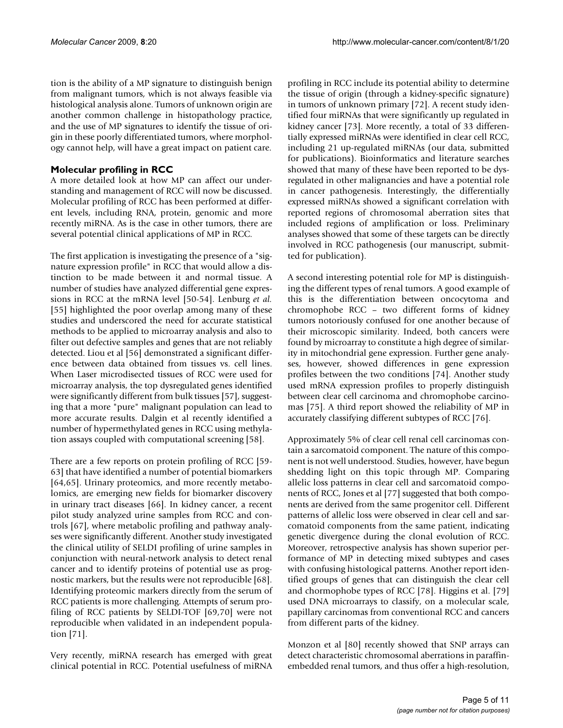tion is the ability of a MP signature to distinguish benign from malignant tumors, which is not always feasible via histological analysis alone. Tumors of unknown origin are another common challenge in histopathology practice, and the use of MP signatures to identify the tissue of origin in these poorly differentiated tumors, where morphology cannot help, will have a great impact on patient care.

## Molecular profiling in RCC

A more detailed look at how MP can affect our understanding and management of RCC will now be discussed. Molecular profiling of RCC has been performed at different levels, including RNA, protein, genomic and more recently miRNA. As is the case in other tumors, there are several potential clinical applications of MP in RCC.

The first application is investigating the presence of a "signature expression profile" in RCC that would allow a distinction to be made between it and normal tissue. A number of studies have analyzed differential gene expressions in RCC at the mRNA level [50-54]. Lenburg *et al.* [55] highlighted the poor overlap among many of these studies and underscored the need for accurate statistical methods to be applied to microarray analysis and also to filter out defective samples and genes that are not reliably detected. Liou et al [56] demonstrated a significant difference between data obtained from tissues vs. cell lines. When Laser microdissected tissues of RCC were used for microarray analysis, the top dysregulated genes identified were significantly different from bulk tissues [57], suggesting that a more "pure" malignant population can lead to more accurate results. Dalgin et al recently identified a number of hypermethylated genes in RCC using methylation assays coupled with computational screening [58].

There are a few reports on protein profiling of RCC [59-63] that have identified a number of potential biomarkers [64,65]. Urinary proteomics, and more recently metabolomics, are emerging new fields for biomarker discovery in urinary tract diseases [66]. In kidney cancer, a recent pilot study analyzed urine samples from RCC and controls [67], where metabolic profiling and pathway analyses were significantly different. Another study investigated the clinical utility of SELDI profiling of urine samples in conjunction with neural-network analysis to detect renal cancer and to identify proteins of potential use as prognostic markers, but the results were not reproducible [68]. Identifying proteomic markers directly from the serum of RCC patients is more challenging. Attempts of serum profiling of RCC patients by SELDI-TOF [69,70] were not reproducible when validated in an independent population [71].

Very recently, miRNA research has emerged with great clinical potential in RCC. Potential usefulness of miRNA profiling in RCC include its potential ability to determine the tissue of origin (through a kidney-specific signature) in tumors of unknown primary [72]. A recent study identified four miRNAs that were significantly up regulated in kidney cancer [73]. More recently, a total of 33 differentially expressed miRNAs were identified in clear cell RCC, including 21 up-regulated miRNAs (our data, submitted for publications). Bioinformatics and literature searches showed that many of these have been reported to be dysregulated in other malignancies and have a potential role in cancer pathogenesis. Interestingly, the differentially expressed miRNAs showed a significant correlation with reported regions of chromosomal aberration sites that included regions of amplification or loss. Preliminary analyses showed that some of these targets can be directly involved in RCC pathogenesis (our manuscript, submitted for publication).

A second interesting potential role for MP is distinguishing the different types of renal tumors. A good example of this is the differentiation between oncocytoma and chromophobe RCC – two different forms of kidney tumors notoriously confused for one another because of their microscopic similarity. Indeed, both cancers were found by microarray to constitute a high degree of similarity in mitochondrial gene expression. Further gene analyses, however, showed differences in gene expression profiles between the two conditions [74]. Another study used mRNA expression profiles to properly distinguish between clear cell carcinoma and chromophobe carcinomas [75]. A third report showed the reliability of MP in accurately classifying different subtypes of RCC [76].

Approximately 5% of clear cell renal cell carcinomas contain a sarcomatoid component. The nature of this component is not well understood. Studies, however, have begun shedding light on this topic through MP. Comparing allelic loss patterns in clear cell and sarcomatoid components of RCC, Jones et al [77] suggested that both components are derived from the same progenitor cell. Different patterns of allelic loss were observed in clear cell and sarcomatoid components from the same patient, indicating genetic divergence during the clonal evolution of RCC. Moreover, retrospective analysis has shown superior performance of MP in detecting mixed subtypes and cases with confusing histological patterns. Another report identified groups of genes that can distinguish the clear cell and chormophobe types of RCC [78]. Higgins et al. [79] used DNA microarrays to classify, on a molecular scale, papillary carcinomas from conventional RCC and cancers from different parts of the kidney.

Monzon et al [80] recently showed that SNP arrays can detect characteristic chromosomal aberrations in paraffin-embedded renal tumors, and thus offer a high-resolution,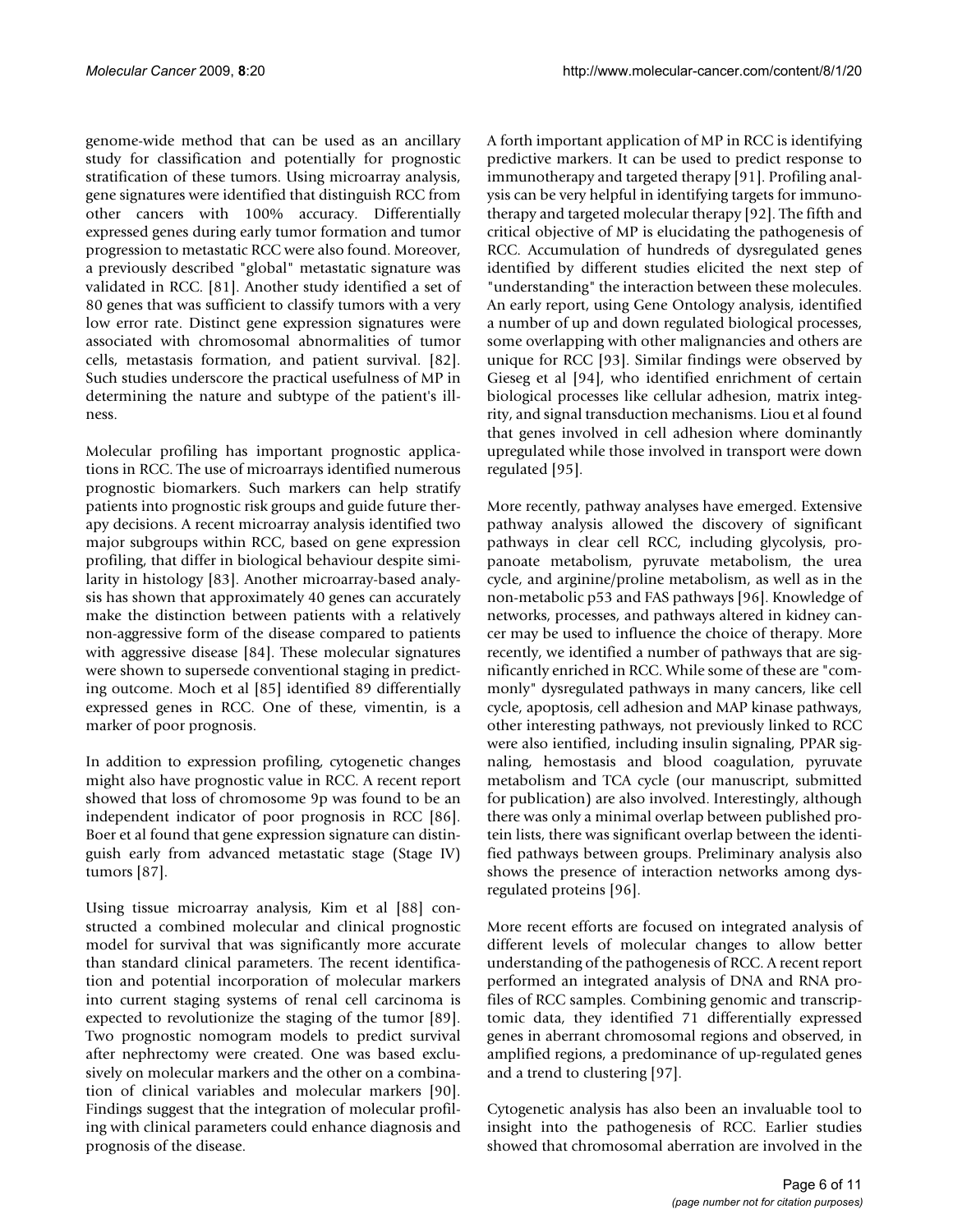genome-wide method that can be used as an ancillary study for classification and potentially for prognostic stratification of these tumors. Using microarray analysis, gene signatures were identified that distinguish RCC from other cancers with 100% accuracy. Differentially expressed genes during early tumor formation and tumor progression to metastatic RCC were also found. Moreover, a previously described "global" metastatic signature was validated in RCC. [81]. Another study identified a set of 80 genes that was sufficient to classify tumors with a very low error rate. Distinct gene expression signatures were associated with chromosomal abnormalities of tumor cells, metastasis formation, and patient survival. [82]. Such studies underscore the practical usefulness of MP in determining the nature and subtype of the patient's illness.

Molecular profiling has important prognostic applications in RCC. The use of microarrays identified numerous prognostic biomarkers. Such markers can help stratify patients into prognostic risk groups and guide future therapy decisions. A recent microarray analysis identified two major subgroups within RCC, based on gene expression profiling, that differ in biological behaviour despite similarity in histology [83]. Another microarray-based analysis has shown that approximately 40 genes can accurately make the distinction between patients with a relatively non-aggressive form of the disease compared to patients with aggressive disease [84]. These molecular signatures were shown to supersede conventional staging in predicting outcome. Moch et al [85] identified 89 differentially expressed genes in RCC. One of these, vimentin, is a marker of poor prognosis.

In addition to expression profiling, cytogenetic changes might also have prognostic value in RCC. A recent report showed that loss of chromosome 9p was found to be an independent indicator of poor prognosis in RCC [86]. Boer et al found that gene expression signature can distinguish early from advanced metastatic stage (Stage IV) tumors [87].

Using tissue microarray analysis, Kim et al [88] constructed a combined molecular and clinical prognostic model for survival that was significantly more accurate than standard clinical parameters. The recent identification and potential incorporation of molecular markers into current staging systems of renal cell carcinoma is expected to revolutionize the staging of the tumor [89]. Two prognostic nomogram models to predict survival after nephrectomy were created. One was based exclusively on molecular markers and the other on a combination of clinical variables and molecular markers [90]. Findings suggest that the integration of molecular profiling with clinical parameters could enhance diagnosis and prognosis of the disease.

A forth important application of MP in RCC is identifying predictive markers. It can be used to predict response to immunotherapy and targeted therapy [91]. Profiling analysis can be very helpful in identifying targets for immunotherapy and targeted molecular therapy [92]. The fifth and critical objective of MP is elucidating the pathogenesis of RCC. Accumulation of hundreds of dysregulated genes identified by different studies elicited the next step of "understanding" the interaction between these molecules. An early report, using Gene Ontology analysis, identified a number of up and down regulated biological processes, some overlapping with other malignancies and others are unique for RCC [93]. Similar findings were observed by Gieseg et al [94], who identified enrichment of certain biological processes like cellular adhesion, matrix integrity, and signal transduction mechanisms. Liou et al found that genes involved in cell adhesion where dominantly upregulated while those involved in transport were down regulated [95].

More recently, pathway analyses have emerged. Extensive pathway analysis allowed the discovery of significant pathways in clear cell RCC, including glycolysis, propanoate metabolism, pyruvate metabolism, the urea cycle, and arginine/proline metabolism, as well as in the non-metabolic p53 and FAS pathways [96]. Knowledge of networks, processes, and pathways altered in kidney cancer may be used to influence the choice of therapy. More recently, we identified a number of pathways that are significantly enriched in RCC. While some of these are "commonly" dysregulated pathways in many cancers, like cell cycle, apoptosis, cell adhesion and MAP kinase pathways, other interesting pathways, not previously linked to RCC were also ientified, including insulin signaling, PPAR signaling, hemostasis and blood coagulation, pyruvate metabolism and TCA cycle (our manuscript, submitted for publication) are also involved. Interestingly, although there was only a minimal overlap between published protein lists, there was significant overlap between the identified pathways between groups. Preliminary analysis also shows the presence of interaction networks among dysregulated proteins [96].

More recent efforts are focused on integrated analysis of different levels of molecular changes to allow better understanding of the pathogenesis of RCC. A recent report performed an integrated analysis of DNA and RNA profiles of RCC samples. Combining genomic and transcriptomic data, they identified 71 differentially expressed genes in aberrant chromosomal regions and observed, in amplified regions, a predominance of up-regulated genes and a trend to clustering [97].

Cytogenetic analysis has also been an invaluable tool to insight into the pathogenesis of RCC. Earlier studies showed that chromosomal aberration are involved in the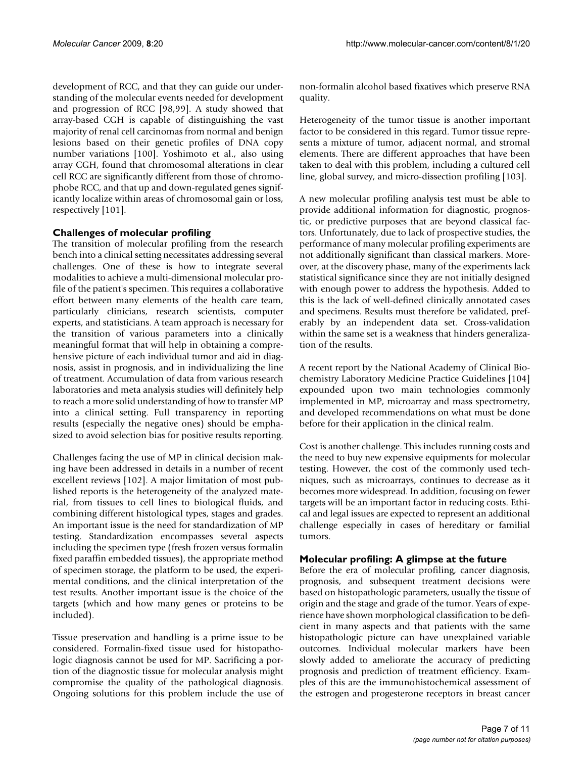development of RCC, and that they can guide our understanding of the molecular events needed for development and progression of RCC [98,99]. A study showed that array-based CGH is capable of distinguishing the vast majority of renal cell carcinomas from normal and benign lesions based on their genetic profiles of DNA copy number variations [100]. Yoshimoto et al., also using array CGH, found that chromosomal alterations in clear cell RCC are significantly different from those of chromophobe RCC, and that up and down-regulated genes significantly localize within areas of chromosomal gain or loss, respectively [101].

## Challenges of molecular profiling

The transition of molecular profiling from the research bench into a clinical setting necessitates addressing several challenges. One of these is how to integrate several modalities to achieve a multi-dimensional molecular profile of the patient's specimen. This requires a collaborative effort between many elements of the health care team, particularly clinicians, research scientists, computer experts, and statisticians. A team approach is necessary for the transition of various parameters into a clinically meaningful format that will help in obtaining a comprehensive picture of each individual tumor and aid in diagnosis, assist in prognosis, and in individualizing the line of treatment. Accumulation of data from various research laboratories and meta analysis studies will definitely help to reach a more solid understanding of how to transfer MP into a clinical setting. Full transparency in reporting results (especially the negative ones) should be emphasized to avoid selection bias for positive results reporting.

Challenges facing the use of MP in clinical decision making have been addressed in details in a number of recent excellent reviews [102]. A major limitation of most published reports is the heterogeneity of the analyzed material, from tissues to cell lines to biological fluids, and combining different histological types, stages and grades. An important issue is the need for standardization of MP testing. Standardization encompasses several aspects including the specimen type (fresh frozen versus formalin fixed paraffin embedded tissues), the appropriate method of specimen storage, the platform to be used, the experimental conditions, and the clinical interpretation of the test results. Another important issue is the choice of the targets (which and how many genes or proteins to be included).

Tissue preservation and handling is a prime issue to be considered. Formalin-fixed tissue used for histopathologic diagnosis cannot be used for MP. Sacrificing a portion of the diagnostic tissue for molecular analysis might compromise the quality of the pathological diagnosis. Ongoing solutions for this problem include the use of non-formalin alcohol based fixatives which preserve RNA quality.

Heterogeneity of the tumor tissue is another important factor to be considered in this regard. Tumor tissue represents a mixture of tumor, adjacent normal, and stromal elements. There are different approaches that have been taken to deal with this problem, including a cultured cell line, global survey, and micro-dissection profiling [103].

A new molecular profiling analysis test must be able to provide additional information for diagnostic, prognostic, or predictive purposes that are beyond classical factors. Unfortunately, due to lack of prospective studies, the performance of many molecular profiling experiments are not additionally significant than classical markers. Moreover, at the discovery phase, many of the experiments lack statistical significance since they are not initially designed with enough power to address the hypothesis. Added to this is the lack of well-defined clinically annotated cases and specimens. Results must therefore be validated, preferably by an independent data set. Cross-validation within the same set is a weakness that hinders generalization of the results.

A recent report by the National Academy of Clinical Biochemistry Laboratory Medicine Practice Guidelines [104] expounded upon two main technologies commonly implemented in MP, microarray and mass spectrometry, and developed recommendations on what must be done before for their application in the clinical realm.

Cost is another challenge. This includes running costs and the need to buy new expensive equipments for molecular testing. However, the cost of the commonly used techniques, such as microarrays, continues to decrease as it becomes more widespread. In addition, focusing on fewer targets will be an important factor in reducing costs. Ethical and legal issues are expected to represent an additional challenge especially in cases of hereditary or familial tumors.

## Molecular profiling: A glimpse at the future

Before the era of molecular profiling, cancer diagnosis, prognosis, and subsequent treatment decisions were based on histopathologic parameters, usually the tissue of origin and the stage and grade of the tumor. Years of experience have shown morphological classification to be deficient in many aspects and that patients with the same histopathologic picture can have unexplained variable outcomes. Individual molecular markers have been slowly added to ameliorate the accuracy of predicting prognosis and prediction of treatment efficiency. Examples of this are the immunohistochemical assessment of the estrogen and progesterone receptors in breast cancer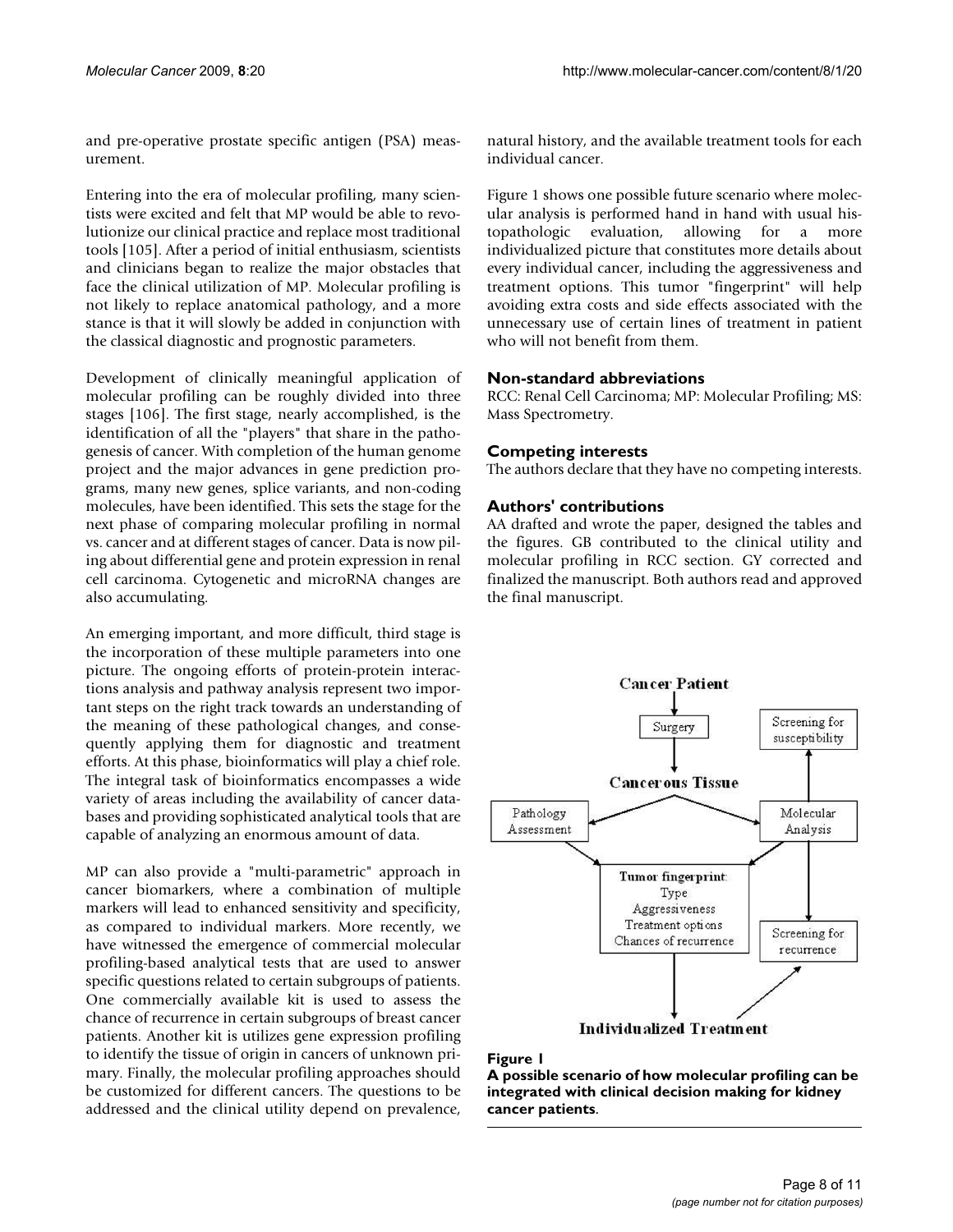and pre-operative prostate specific antigen (PSA) measurement.

Entering into the era of molecular profiling, many scientists were excited and felt that MP would be able to revolutionize our clinical practice and replace most traditional tools [105]. After a period of initial enthusiasm, scientists and clinicians began to realize the major obstacles that face the clinical utilization of MP. Molecular profiling is not likely to replace anatomical pathology, and a more stance is that it will slowly be added in conjunction with the classical diagnostic and prognostic parameters.

Development of clinically meaningful application of molecular profiling can be roughly divided into three stages [106]. The first stage, nearly accomplished, is the identification of all the "players" that share in the pathogenesis of cancer. With completion of the human genome project and the major advances in gene prediction programs, many new genes, splice variants, and non-coding molecules, have been identified. This sets the stage for the next phase of comparing molecular profiling in normal vs. cancer and at different stages of cancer. Data is now piling about differential gene and protein expression in renal cell carcinoma. Cytogenetic and microRNA changes are also accumulating.

An emerging important, and more difficult, third stage is the incorporation of these multiple parameters into one picture. The ongoing efforts of protein-protein interactions analysis and pathway analysis represent two important steps on the right track towards an understanding of the meaning of these pathological changes, and consequently applying them for diagnostic and treatment efforts. At this phase, bioinformatics will play a chief role. The integral task of bioinformatics encompasses a wide variety of areas including the availability of cancer databases and providing sophisticated analytical tools that are capable of analyzing an enormous amount of data.

MP can also provide a "multi-parametric" approach in cancer biomarkers, where a combination of multiple markers will lead to enhanced sensitivity and specificity, as compared to individual markers. More recently, we have witnessed the emergence of commercial molecular profiling-based analytical tests that are used to answer specific questions related to certain subgroups of patients. One commercially available kit is used to assess the chance of recurrence in certain subgroups of breast cancer patients. Another kit is utilizes gene expression profiling to identify the tissue of origin in cancers of unknown primary. Finally, the molecular profiling approaches should be customized for different cancers. The questions to be addressed and the clinical utility depend on prevalence, natural history, and the available treatment tools for each individual cancer.

Figure 1 shows one possible future scenario where molecular analysis is performed hand in hand with usual histopathologic evaluation, allowing for a more individualized picture that constitutes more details about every individual cancer, including the aggressiveness and treatment options. This tumor "fingerprint" will help avoiding extra costs and side effects associated with the unnecessary use of certain lines of treatment in patient who will not benefit from them.

## Non-standard abbreviations

RCC: Renal Cell Carcinoma; MP: Molecular Profiling; MS: Mass Spectrometry.

## Competing interests

The authors declare that they have no competing interests.

## Authors' contributions

AA drafted and wrote the paper, designed the tables and the figures. GB contributed to the clinical utility and molecular profiling in RCC section. GY corrected and finalized the manuscript. Both authors read and approved the final manuscript.

Cancer Patient
Surgery
Screening for susceptibility
Cancerous Tissue
Pathology Assessment
Molecular Analysis
Tumor fingerprint: Type, Aggressiveness, Treatment options, Chances of recurrence
Screening for recurrence
Individualized Treatment

**Figure 1**
**A possible scenario of how molecular profiling can be integrated with clinical decision making for kidney cancer patients.**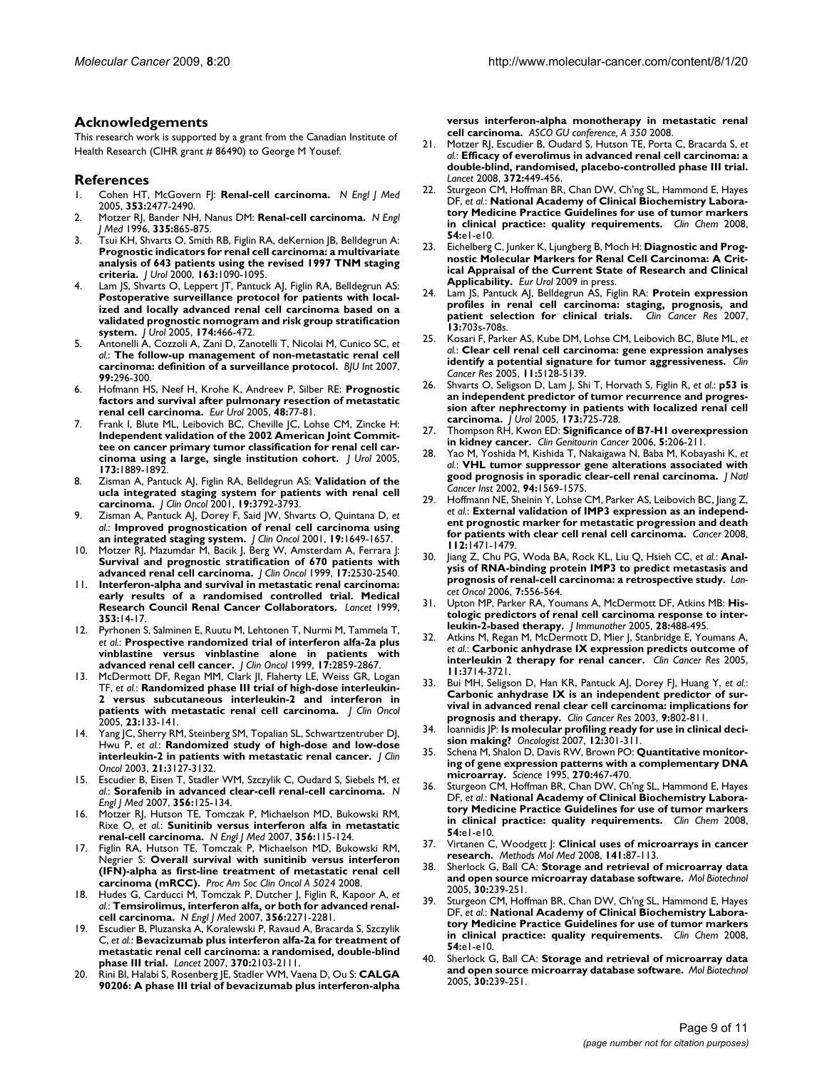## Acknowledgements

This research work is supported by a grant from the Canadian Institute of Health Research (CIHR grant # 86490) to George M Yousef.

## References

1. Cohen HT, McGovern FJ: **Renal-cell carcinoma.** *N Engl J Med* 2005, **353:**2477-2490.
2. Motzer RJ, Bander NH, Nanus DM: **Renal-cell carcinoma.** *N Engl J Med* 1996, **335:**865-875.
3. Tsui KH, Shvarts O, Smith RB, Figlin RA, deKernion JB, Belldegrun A: **Prognostic indicators for renal cell carcinoma: a multivariate analysis of 643 patients using the revised 1997 TNM staging criteria.** *J Urol* 2000, **163:**1090-1095.
4. Lam JS, Shvarts O, Leppert JT, Pantuck AJ, Figlin RA, Belldegrun AS: **Postoperative surveillance protocol for patients with localized and locally advanced renal cell carcinoma based on a validated prognostic nomogram and risk group stratification system.** *J Urol* 2005, **174:**466-472.
5. Antonelli A, Cozzoli A, Zani D, Zanotelli T, Nicolai M, Cunico SC, *et al.*: **The follow-up management of non-metastatic renal cell carcinoma: definition of a surveillance protocol.** *BJU Int* 2007, **99:**296-300.
6. Hofmann HS, Neef H, Krohe K, Andreev P, Silber RE: **Prognostic factors and survival after pulmonary resection of metastatic renal cell carcinoma.** *Eur Urol* 2005, **48:**77-81.
7. Frank I, Blute ML, Leibovich BC, Cheville JC, Lohse CM, Zincke H: **Independent validation of the 2002 American Joint Committee on cancer primary tumor classification for renal cell carcinoma using a large, single institution cohort.** *J Urol* 2005, **173:**1889-1892.
8. Zisman A, Pantuck AJ, Figlin RA, Belldegrun AS: **Validation of the ucla integrated staging system for patients with renal cell carcinoma.** *J Clin Oncol* 2001, **19:**3792-3793.
9. Zisman A, Pantuck AJ, Dorey F, Said JW, Shvarts O, Quintana D, *et al.*: **Improved prognostication of renal cell carcinoma using an integrated staging system.** *J Clin Oncol* 2001, **19:**1649-1657.
10. Motzer RJ, Mazumdar M, Bacik J, Berg W, Amsterdam A, Ferrara J: **Survival and prognostic stratification of 670 patients with advanced renal cell carcinoma.** *J Clin Oncol* 1999, **17:**2530-2540.
11. **Interferon-alpha and survival in metastatic renal carcinoma: early results of a randomised controlled trial. Medical Research Council Renal Cancer Collaborators.** *Lancet* 1999, **353:**14-17.
12. Pyrhonen S, Salminen E, Ruutu M, Lehtonen T, Nurmi M, Tammela T, *et al.*: **Prospective randomized trial of interferon alfa-2a plus vinblastine versus vinblastine alone in patients with advanced renal cell cancer.** *J Clin Oncol* 1999, **17:**2859-2867.
13. McDermott DF, Regan MM, Clark JI, Flaherty LE, Weiss GR, Logan TF, *et al.*: **Randomized phase III trial of high-dose interleukin-2 versus subcutaneous interleukin-2 and interferon in patients with metastatic renal cell carcinoma.** *J Clin Oncol* 2005, **23:**133-141.
14. Yang JC, Sherry RM, Steinberg SM, Topalian SL, Schwartzentruber DJ, Hwu P, *et al.*: **Randomized study of high-dose and low-dose interleukin-2 in patients with metastatic renal cancer.** *J Clin Oncol* 2003, **21:**3127-3132.
15. Escudier B, Eisen T, Stadler WM, Szczylik C, Oudard S, Siebels M, *et al.*: **Sorafenib in advanced clear-cell renal-cell carcinoma.** *N Engl J Med* 2007, **356:**125-134.
16. Motzer RJ, Hutson TE, Tomczak P, Michaelson MD, Bukowski RM, Rixe O, *et al.*: **Sunitinib versus interferon alfa in metastatic renal-cell carcinoma.** *N Engl J Med* 2007, **356:**115-124.
17. Figlin RA, Hutson TE, Tomczak P, Michaelson MD, Bukowski RM, Negrier S: **Overall survival with sunitinib versus interferon (IFN)-alpha as first-line treatment of metastatic renal cell carcinoma (mRCC).** *Proc Am Soc Clin Oncol A 5024* 2008.
18. Hudes G, Carducci M, Tomczak P, Dutcher J, Figlin R, Kapoor A, *et al.*: **Temsirolimus, interferon alfa, or both for advanced renal-cell carcinoma.** *N Engl J Med* 2007, **356:**2271-2281.
19. Escudier B, Pluzanska A, Koralewski P, Ravaud A, Bracarda S, Szczylik C, *et al.*: **Bevacizumab plus interferon alfa-2a for treatment of metastatic renal cell carcinoma: a randomised, double-blind phase III trial.** *Lancet* 2007, **370:**2103-2111.
20. Rini BI, Halabi S, Rosenberg JE, Stadler WM, Vaena D, Ou S: **CALGA 90206: A phase III trial of bevacizumab plus interferon-alpha versus interferon-alpha monotherapy in metastatic renal cell carcinoma.** *ASCO GU conference, A 350* 2008.
21. Motzer RJ, Escudier B, Oudard S, Hutson TE, Porta C, Bracarda S, *et al.*: **Efficacy of everolimus in advanced renal cell carcinoma: a double-blind, randomised, placebo-controlled phase III trial.** *Lancet* 2008, **372:**449-456.
22. Sturgeon CM, Hoffman BR, Chan DW, Ch'ng SL, Hammond E, Hayes DF, *et al.*: **National Academy of Clinical Biochemistry Laboratory Medicine Practice Guidelines for use of tumor markers in clinical practice: quality requirements.** *Clin Chem* 2008, **54:**e1-e10.
23. Eichelberg C, Junker K, Ljungberg B, Moch H: **Diagnostic and Prognostic Molecular Markers for Renal Cell Carcinoma: A Critical Appraisal of the Current State of Research and Clinical Applicability.** *Eur Urol* 2009 in press.
24. Lam JS, Pantuck AJ, Belldegrun AS, Figlin RA: **Protein expression profiles in renal cell carcinoma: staging, prognosis, and patient selection for clinical trials.** *Clin Cancer Res* 2007, **13:**703s-708s.
25. Kosari F, Parker AS, Kube DM, Lohse CM, Leibovich BC, Blute ML, *et al.*: **Clear cell renal cell carcinoma: gene expression analyses identify a potential signature for tumor aggressiveness.** *Clin Cancer Res* 2005, **11:**5128-5139.
26. Shvarts O, Seligson D, Lam J, Shi T, Horvath S, Figlin R, *et al.*: **p53 is an independent predictor of tumor recurrence and progression after nephrectomy in patients with localized renal cell carcinoma.** *J Urol* 2005, **173:**725-728.
27. Thompson RH, Kwon ED: **Significance of B7-H1 overexpression in kidney cancer.** *Clin Genitourin Cancer* 2006, **5:**206-211.
28. Yao M, Yoshida M, Kishida T, Nakaigawa N, Baba M, Kobayashi K, *et al.*: **VHL tumor suppressor gene alterations associated with good prognosis in sporadic clear-cell renal carcinoma.** *J Natl Cancer Inst* 2002, **94:**1569-1575.
29. Hoffmann NE, Sheinin Y, Lohse CM, Parker AS, Leibovich BC, Jiang Z, *et al.*: **External validation of IMP3 expression as an independent prognostic marker for metastatic progression and death for patients with clear cell renal cell carcinoma.** *Cancer* 2008, **112:**1471-1479.
30. Jiang Z, Chu PG, Woda BA, Rock KL, Liu Q, Hsieh CC, *et al.*: **Analysis of RNA-binding protein IMP3 to predict metastasis and prognosis of renal-cell carcinoma: a retrospective study.** *Lancet Oncol* 2006, **7:**556-564.
31. Upton MP, Parker RA, Youmans A, McDermott DF, Atkins MB: **Histologic predictors of renal cell carcinoma response to interleukin-2-based therapy.** *J Immunother* 2005, **28:**488-495.
32. Atkins M, Regan M, McDermott D, Mier J, Stanbridge E, Youmans A, *et al.*: **Carbonic anhydrase IX expression predicts outcome of interleukin 2 therapy for renal cancer.** *Clin Cancer Res* 2005, **11:**3714-3721.
33. Bui MH, Seligson D, Han KR, Pantuck AJ, Dorey FJ, Huang Y, *et al.*: **Carbonic anhydrase IX is an independent predictor of survival in advanced renal clear cell carcinoma: implications for prognosis and therapy.** *Clin Cancer Res* 2003, **9:**802-811.
34. Ioannidis JP: **Is molecular profiling ready for use in clinical decision making?** *Oncologist* 2007, **12:**301-311.
35. Schena M, Shalon D, Davis RW, Brown PO: **Quantitative monitoring of gene expression patterns with a complementary DNA microarray.** *Science* 1995, **270:**467-470.
36. Sturgeon CM, Hoffman BR, Chan DW, Ch'ng SL, Hammond E, Hayes DF, *et al.*: **National Academy of Clinical Biochemistry Laboratory Medicine Practice Guidelines for use of tumor markers in clinical practice: quality requirements.** *Clin Chem* 2008, **54:**e1-e10.
37. Virtanen C, Woodgett J: **Clinical uses of microarrays in cancer research.** *Methods Mol Med* 2008, **141:**87-113.
38. Sherlock G, Ball CA: **Storage and retrieval of microarray data and open source microarray database software.** *Mol Biotechnol* 2005, **30:**239-251.
39. Sturgeon CM, Hoffman BR, Chan DW, Ch'ng SL, Hammond E, Hayes DF, *et al.*: **National Academy of Clinical Biochemistry Laboratory Medicine Practice Guidelines for use of tumor markers in clinical practice: quality requirements.** *Clin Chem* 2008, **54:**e1-e10.
40. Sherlock G, Ball CA: **Storage and retrieval of microarray data and open source microarray database software.** *Mol Biotechnol* 2005, **30:**239-251.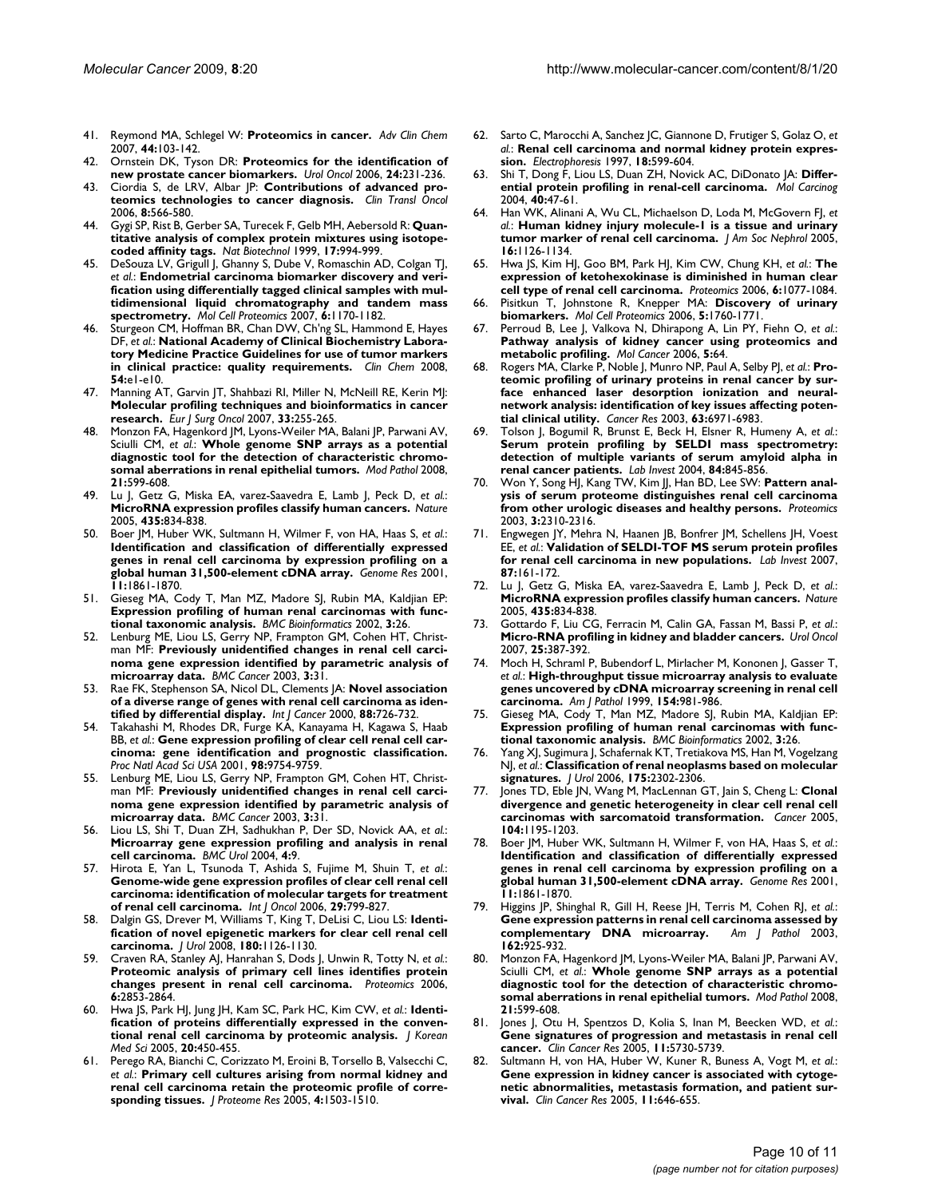41. Reymond MA, Schlegel W: **Proteomics in cancer.** *Adv Clin Chem* 2007, **44:**103-142.
42. Ornstein DK, Tyson DR: **Proteomics for the identification of new prostate cancer biomarkers.** *Urol Oncol* 2006, **24:**231-236.
43. Ciordia S, de LRV, Albar JP: **Contributions of advanced proteomics technologies to cancer diagnosis.** *Clin Transl Oncol* 2006, **8:**566-580.
44. Gygi SP, Rist B, Gerber SA, Turecek F, Gelb MH, Aebersold R: **Quantitative analysis of complex protein mixtures using isotope-coded affinity tags.** *Nat Biotechnol* 1999, **17:**994-999.
45. DeSouza LV, Grigull J, Ghanny S, Dube V, Romaschin AD, Colgan TJ, *et al.*: **Endometrial carcinoma biomarker discovery and verification using differentially tagged clinical samples with multidimensional liquid chromatography and tandem mass spectrometry.** *Mol Cell Proteomics* 2007, **6:**1170-1182.
46. Sturgeon CM, Hoffman BR, Chan DW, Ch'ng SL, Hammond E, Hayes DF, *et al.*: **National Academy of Clinical Biochemistry Laboratory Medicine Practice Guidelines for use of tumor markers in clinical practice: quality requirements.** *Clin Chem* 2008, **54:**e1-e10.
47. Manning AT, Garvin JT, Shahbazi RI, Miller N, McNeill RE, Kerin MJ: **Molecular profiling techniques and bioinformatics in cancer research.** *Eur J Surg Oncol* 2007, **33:**255-265.
48. Monzon FA, Hagenkord JM, Lyons-Weiler MA, Balani JP, Parwani AV, Sciulli CM, *et al.*: **Whole genome SNP arrays as a potential diagnostic tool for the detection of characteristic chromosomal aberrations in renal epithelial tumors.** *Mod Pathol* 2008, **21:**599-608.
49. Lu J, Getz G, Miska EA, varez-Saavedra E, Lamb J, Peck D, *et al.*: **MicroRNA expression profiles classify human cancers.** *Nature* 2005, **435:**834-838.
50. Boer JM, Huber WK, Sultmann H, Wilmer F, von HA, Haas S, *et al.*: **Identification and classification of differentially expressed genes in renal cell carcinoma by expression profiling on a global human 31,500-element cDNA array.** *Genome Res* 2001, **11:**1861-1870.
51. Gieseg MA, Cody T, Man MZ, Madore SJ, Rubin MA, Kaldjian EP: **Expression profiling of human renal carcinomas with functional taxonomic analysis.** *BMC Bioinformatics* 2002, **3:**26.
52. Lenburg ME, Liou LS, Gerry NP, Frampton GM, Cohen HT, Christman MF: **Previously unidentified changes in renal cell carcinoma gene expression identified by parametric analysis of microarray data.** *BMC Cancer* 2003, **3:**31.
53. Rae FK, Stephenson SA, Nicol DL, Clements JA: **Novel association of a diverse range of genes with renal cell carcinoma as identified by differential display.** *Int J Cancer* 2000, **88:**726-732.
54. Takahashi M, Rhodes DR, Furge KA, Kanayama H, Kagawa S, Haab BB, *et al.*: **Gene expression profiling of clear cell renal cell carcinoma: gene identification and prognostic classification.** *Proc Natl Acad Sci USA* 2001, **98:**9754-9759.
55. Lenburg ME, Liou LS, Gerry NP, Frampton GM, Cohen HT, Christman MF: **Previously unidentified changes in renal cell carcinoma gene expression identified by parametric analysis of microarray data.** *BMC Cancer* 2003, **3:**31.
56. Liou LS, Shi T, Duan ZH, Sadhukhan P, Der SD, Novick AA, *et al.*: **Microarray gene expression profiling and analysis in renal cell carcinoma.** *BMC Urol* 2004, **4:**9.
57. Hirota E, Yan L, Tsunoda T, Ashida S, Fujime M, Shuin T, *et al.*: **Genome-wide gene expression profiles of clear cell renal cell carcinoma: identification of molecular targets for treatment of renal cell carcinoma.** *Int J Oncol* 2006, **29:**799-827.
58. Dalgin GS, Drever M, Williams T, King T, DeLisi C, Liou LS: **Identification of novel epigenetic markers for clear cell renal cell carcinoma.** *J Urol* 2008, **180:**1126-1130.
59. Craven RA, Stanley AJ, Hanrahan S, Dods J, Unwin R, Totty N, *et al.*: **Proteomic analysis of primary cell lines identifies protein changes present in renal cell carcinoma.** *Proteomics* 2006, **6:**2853-2864.
60. Hwa JS, Park HJ, Jung JH, Kam SC, Park HC, Kim CW, *et al.*: **Identification of proteins differentially expressed in the conventional renal cell carcinoma by proteomic analysis.** *J Korean Med Sci* 2005, **20:**450-455.
61. Perego RA, Bianchi C, Corizzato M, Eroini B, Torsello B, Valsecchi C, *et al.*: **Primary cell cultures arising from normal kidney and renal cell carcinoma retain the proteomic profile of corresponding tissues.** *J Proteome Res* 2005, **4:**1503-1510.
62. Sarto C, Marocchi A, Sanchez JC, Giannone D, Frutiger S, Golaz O, *et al.*: **Renal cell carcinoma and normal kidney protein expression.** *Electrophoresis* 1997, **18:**599-604.
63. Shi T, Dong F, Liou LS, Duan ZH, Novick AC, DiDonato JA: **Differential protein profiling in renal-cell carcinoma.** *Mol Carcinog* 2004, **40:**47-61.
64. Han WK, Alinani A, Wu CL, Michaelson D, Loda M, McGovern FJ, *et al.*: **Human kidney injury molecule-1 is a tissue and urinary tumor marker of renal cell carcinoma.** *J Am Soc Nephrol* 2005, **16:**1126-1134.
65. Hwa JS, Kim HJ, Goo BM, Park HJ, Kim CW, Chung KH, *et al.*: **The expression of ketohexokinase is diminished in human clear cell type of renal cell carcinoma.** *Proteomics* 2006, **6:**1077-1084.
66. Pisitkun T, Johnstone R, Knepper MA: **Discovery of urinary biomarkers.** *Mol Cell Proteomics* 2006, **5:**1760-1771.
67. Perroud B, Lee J, Valkova N, Dhirapong A, Lin PY, Fiehn O, *et al.*: **Pathway analysis of kidney cancer using proteomics and metabolic profiling.** *Mol Cancer* 2006, **5:**64.
68. Rogers MA, Clarke P, Noble J, Munro NP, Paul A, Selby PJ, *et al.*: **Proteomic profiling of urinary proteins in renal cancer by surface enhanced laser desorption ionization and neural-network analysis: identification of key issues affecting potential clinical utility.** *Cancer Res* 2003, **63:**6971-6983.
69. Tolson J, Bogumil R, Brunst E, Beck H, Elsner R, Humeny A, *et al.*: **Serum protein profiling by SELDI mass spectrometry: detection of multiple variants of serum amyloid alpha in renal cancer patients.** *Lab Invest* 2004, **84:**845-856.
70. Won Y, Song HJ, Kang TW, Kim JJ, Han BD, Lee SW: **Pattern analysis of serum proteome distinguishes renal cell carcinoma from other urologic diseases and healthy persons.** *Proteomics* 2003, **3:**2310-2316.
71. Engwegen JY, Mehra N, Haanen JB, Bonfrer JM, Schellens JH, Voest EE, *et al.*: **Validation of SELDI-TOF MS serum protein profiles for renal cell carcinoma in new populations.** *Lab Invest* 2007, **87:**161-172.
72. Lu J, Getz G, Miska EA, varez-Saavedra E, Lamb J, Peck D, *et al.*: **MicroRNA expression profiles classify human cancers.** *Nature* 2005, **435:**834-838.
73. Gottardo F, Liu CG, Ferracin M, Calin GA, Fassan M, Bassi P, *et al.*: **Micro-RNA profiling in kidney and bladder cancers.** *Urol Oncol* 2007, **25:**387-392.
74. Moch H, Schraml P, Bubendorf L, Mirlacher M, Kononen J, Gasser T, *et al.*: **High-throughput tissue microarray analysis to evaluate genes uncovered by cDNA microarray screening in renal cell carcinoma.** *Am J Pathol* 1999, **154:**981-986.
75. Gieseg MA, Cody T, Man MZ, Madore SJ, Rubin MA, Kaldjian EP: **Expression profiling of human renal carcinomas with functional taxonomic analysis.** *BMC Bioinformatics* 2002, **3:**26.
76. Yang XJ, Sugimura J, Schafernak KT, Tretiakova MS, Han M, Vogelzang NJ, *et al.*: **Classification of renal neoplasms based on molecular signatures.** *J Urol* 2006, **175:**2302-2306.
77. Jones TD, Eble JN, Wang M, MacLennan GT, Jain S, Cheng L: **Clonal divergence and genetic heterogeneity in clear cell renal cell carcinomas with sarcomatoid transformation.** *Cancer* 2005, **104:**1195-1203.
78. Boer JM, Huber WK, Sultmann H, Wilmer F, von HA, Haas S, *et al.*: **Identification and classification of differentially expressed genes in renal cell carcinoma by expression profiling on a global human 31,500-element cDNA array.** *Genome Res* 2001, **11:**1861-1870.
79. Higgins JP, Shinghal R, Gill H, Reese JH, Terris M, Cohen RJ, *et al.*: **Gene expression patterns in renal cell carcinoma assessed by complementary DNA microarray.** *Am J Pathol* 2003, **162:**925-932.
80. Monzon FA, Hagenkord JM, Lyons-Weiler MA, Balani JP, Parwani AV, Sciulli CM, *et al.*: **Whole genome SNP arrays as a potential diagnostic tool for the detection of characteristic chromosomal aberrations in renal epithelial tumors.** *Mod Pathol* 2008, **21:**599-608.
81. Jones J, Otu H, Spentzos D, Kolia S, Inan M, Beecken WD, *et al.*: **Gene signatures of progression and metastasis in renal cell cancer.** *Clin Cancer Res* 2005, **11:**5730-5739.
82. Sultmann H, von HA, Huber W, Kuner R, Buness A, Vogt M, *et al.*: **Gene expression in kidney cancer is associated with cytogenetic abnormalities, metastasis formation, and patient survival.** *Clin Cancer Res* 2005, **11:**646-655.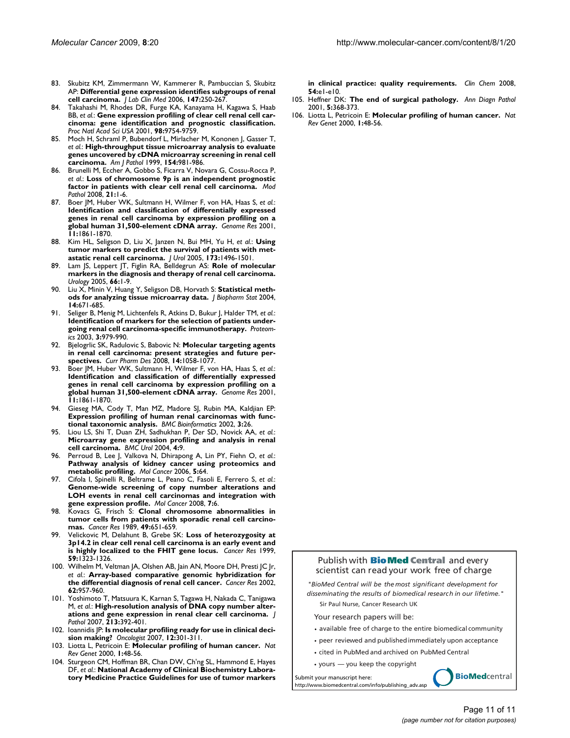83. Skubitz KM, Zimmermann W, Kammerer R, Pambuccian S, Skubitz AP: **Differential gene expression identifies subgroups of renal cell carcinoma.** *J Lab Clin Med* 2006, **147:**250-267.
84. Takahashi M, Rhodes DR, Furge KA, Kanayama H, Kagawa S, Haab BB, *et al.*: **Gene expression profiling of clear cell renal cell carcinoma: gene identification and prognostic classification.** *Proc Natl Acad Sci USA* 2001, **98:**9754-9759.
85. Moch H, Schraml P, Bubendorf L, Mirlacher M, Kononen J, Gasser T, *et al.*: **High-throughput tissue microarray analysis to evaluate genes uncovered by cDNA microarray screening in renal cell carcinoma.** *Am J Pathol* 1999, **154:**981-986.
86. Brunelli M, Eccher A, Gobbo S, Ficarra V, Novara G, Cossu-Rocca P, *et al.*: **Loss of chromosome 9p is an independent prognostic factor in patients with clear cell renal cell carcinoma.** *Mod Pathol* 2008, **21:**1-6.
87. Boer JM, Huber WK, Sultmann H, Wilmer F, von HA, Haas S, *et al.*: **Identification and classification of differentially expressed genes in renal cell carcinoma by expression profiling on a global human 31,500-element cDNA array.** *Genome Res* 2001, **11:**1861-1870.
88. Kim HL, Seligson D, Liu X, Janzen N, Bui MH, Yu H, *et al.*: **Using tumor markers to predict the survival of patients with metastatic renal cell carcinoma.** *J Urol* 2005, **173:**1496-1501.
89. Lam JS, Leppert JT, Figlin RA, Belldegrun AS: **Role of molecular markers in the diagnosis and therapy of renal cell carcinoma.** *Urology* 2005, **66:**1-9.
90. Liu X, Minin V, Huang Y, Seligson DB, Horvath S: **Statistical methods for analyzing tissue microarray data.** *J Biopharm Stat* 2004, **14:**671-685.
91. Seliger B, Menig M, Lichtenfels R, Atkins D, Bukur J, Halder TM, *et al.*: **Identification of markers for the selection of patients undergoing renal cell carcinoma-specific immunotherapy.** *Proteomics* 2003, **3:**979-990.
92. Bjelogrlic SK, Radulovic S, Babovic N: **Molecular targeting agents in renal cell carcinoma: present strategies and future perspectives.** *Curr Pharm Des* 2008, **14:**1058-1077.
93. Boer JM, Huber WK, Sultmann H, Wilmer F, von HA, Haas S, *et al.*: **Identification and classification of differentially expressed genes in renal cell carcinoma by expression profiling on a global human 31,500-element cDNA array.** *Genome Res* 2001, **11:**1861-1870.
94. Gieseg MA, Cody T, Man MZ, Madore SJ, Rubin MA, Kaldjian EP: **Expression profiling of human renal carcinomas with functional taxonomic analysis.** *BMC Bioinformatics* 2002, **3:**26.
95. Liou LS, Shi T, Duan ZH, Sadhukhan P, Der SD, Novick AA, *et al.*: **Microarray gene expression profiling and analysis in renal cell carcinoma.** *BMC Urol* 2004, **4:**9.
96. Perroud B, Lee J, Valkova N, Dhirapong A, Lin PY, Fiehn O, *et al.*: **Pathway analysis of kidney cancer using proteomics and metabolic profiling.** *Mol Cancer* 2006, **5:**64.
97. Cifola I, Spinelli R, Beltrame L, Peano C, Fasoli E, Ferrero S, *et al.*: **Genome-wide screening of copy number alterations and LOH events in renal cell carcinomas and integration with gene expression profile.** *Mol Cancer* 2008, **7:**6.
98. Kovacs G, Frisch S: **Clonal chromosome abnormalities in tumor cells from patients with sporadic renal cell carcinomas.** *Cancer Res* 1989, **49:**651-659.
99. Velickovic M, Delahunt B, Grebe SK: **Loss of heterozygosity at 3p14.2 in clear cell renal cell carcinoma is an early event and is highly localized to the FHIT gene locus.** *Cancer Res* 1999, **59:**1323-1326.
100. Wilhelm M, Veltman JA, Olshen AB, Jain AN, Moore DH, Presti JC Jr, *et al.*: **Array-based comparative genomic hybridization for the differential diagnosis of renal cell cancer.** *Cancer Res* 2002, **62:**957-960.
101. Yoshimoto T, Matsuura K, Karnan S, Tagawa H, Nakada C, Tanigawa M, *et al.*: **High-resolution analysis of DNA copy number alterations and gene expression in renal clear cell carcinoma.** *J Pathol* 2007, **213:**392-401.
102. Ioannidis JP: **Is molecular profiling ready for use in clinical decision making?** *Oncologist* 2007, **12:**301-311.
103. Liotta L, Petricoin E: **Molecular profiling of human cancer.** *Nat Rev Genet* 2000, **1:**48-56.
104. Sturgeon CM, Hoffman BR, Chan DW, Ch'ng SL, Hammond E, Hayes DF, *et al.*: **National Academy of Clinical Biochemistry Laboratory Medicine Practice Guidelines for use of tumor markers in clinical practice: quality requirements.** *Clin Chem* 2008, **54:**e1-e10.
105. Heffner DK: **The end of surgical pathology.** *Ann Diagn Pathol* 2001, **5:**368-373.
106. Liotta L, Petricoin E: **Molecular profiling of human cancer.** *Nat Rev Genet* 2000, **1:**48-56.

Publish with **BioMed Central** and every scientist can read your work free of charge

*"BioMed Central will be the most significant development for disseminating the results of biomedical research in our lifetime."*
Sir Paul Nurse, Cancer Research UK

Your research papers will be:

- available free of charge to the entire biomedical community
- peer reviewed and published immediately upon acceptance
- cited in PubMed and archived on PubMed Central
- yours — you keep the copyright

Submit your manuscript here:
http://www.biomedcentral.com/info/publishing_adv.asp

BioMedcentral